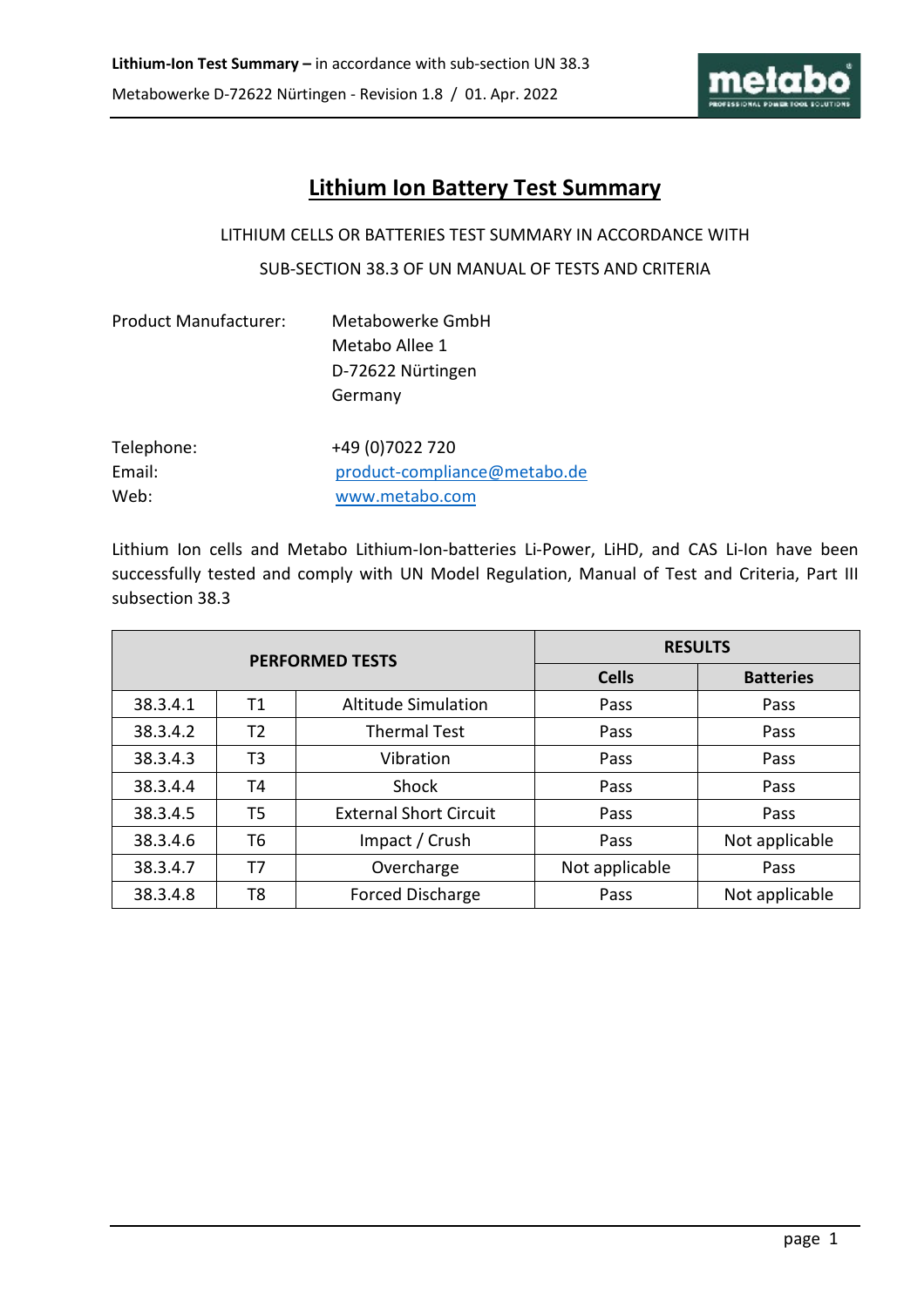# Lithium Ion Battery Test Summary

LITHIUM CELLS OR BATTERIES TEST SUMMARY IN ACCORDANCE WITH

SUB-SECTION 38.3 OF UN MANUAL OF TESTS AND CRITERIA

| | |
|---|---|
| Product Manufacturer: | Metabowerke GmbH<br>Metabo Allee 1<br>D-72622 Nürtingen<br>Germany |
| Telephone: | +49 (0)7022 720 |
| Email: | product-compliance@metabo.de |
| Web: | www.metabo.com |

Lithium Ion cells and Metabo Lithium-Ion-batteries Li-Power, LiHD, and CAS Li-Ion have been successfully tested and comply with UN Model Regulation, Manual of Test and Criteria, Part III subsection 38.3

| PERFORMED TESTS | | | RESULTS | |
|---|---|---|---|---|
| | | | Cells | Batteries |
| 38.3.4.1 | T1 | Altitude Simulation | Pass | Pass |
| 38.3.4.2 | T2 | Thermal Test | Pass | Pass |
| 38.3.4.3 | T3 | Vibration | Pass | Pass |
| 38.3.4.4 | T4 | Shock | Pass | Pass |
| 38.3.4.5 | T5 | External Short Circuit | Pass | Pass |
| 38.3.4.6 | T6 | Impact / Crush | Pass | Not applicable |
| 38.3.4.7 | T7 | Overcharge | Not applicable | Pass |
| 38.3.4.8 | T8 | Forced Discharge | Pass | Not applicable |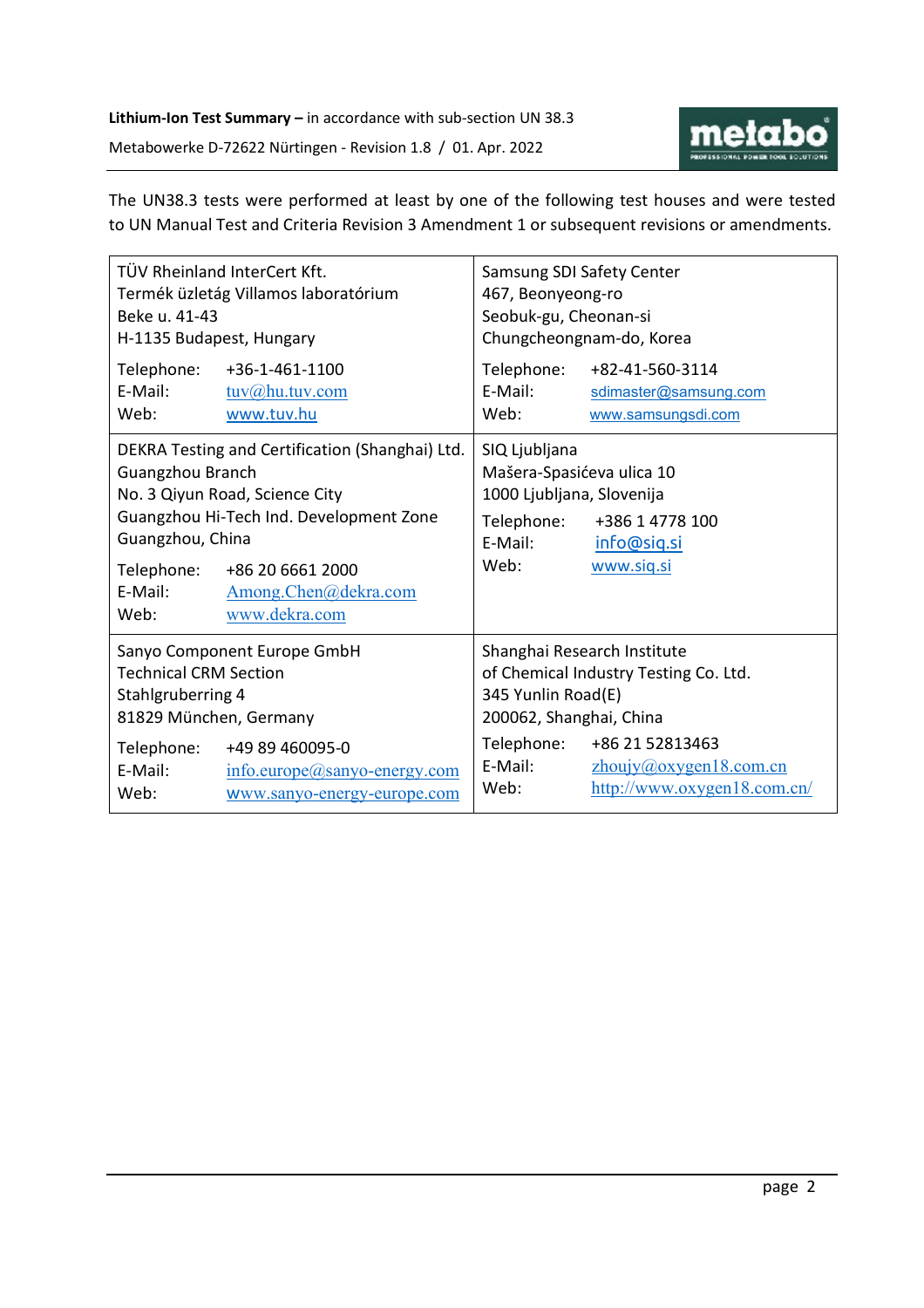The UN38.3 tests were performed at least by one of the following test houses and were tested to UN Manual Test and Criteria Revision 3 Amendment 1 or subsequent revisions or amendments.

| | |
|---|---|
| TÜV Rheinland InterCert Kft.<br>Termék üzletág Villamos laboratórium<br>Beke u. 41-43<br>H-1135 Budapest, Hungary<br><br>Telephone: +36-1-461-1100<br>E-Mail: tuv@hu.tuv.com<br>Web: www.tuv.hu | Samsung SDI Safety Center<br>467, Beonyeong-ro<br>Seobuk-gu, Cheonan-si<br>Chungcheongnam-do, Korea<br><br>Telephone: +82-41-560-3114<br>E-Mail: sdimaster@samsung.com<br>Web: www.samsungsdi.com |
| DEKRA Testing and Certification (Shanghai) Ltd.<br>Guangzhou Branch<br>No. 3 Qiyun Road, Science City<br>Guangzhou Hi-Tech Ind. Development Zone<br>Guangzhou, China<br><br>Telephone: +86 20 6661 2000<br>E-Mail: Among.Chen@dekra.com<br>Web: www.dekra.com | SIQ Ljubljana<br>Mašera-Spasićeva ulica 10<br>1000 Ljubljana, Slovenija<br><br>Telephone: +386 1 4778 100<br>E-Mail: info@siq.si<br>Web: www.siq.si |
| Sanyo Component Europe GmbH<br>Technical CRM Section<br>Stahlgruberring 4<br>81829 München, Germany<br><br>Telephone: +49 89 460095-0<br>E-Mail: info.europe@sanyo-energy.com<br>Web: www.sanyo-energy-europe.com | Shanghai Research Institute<br>of Chemical Industry Testing Co. Ltd.<br>345 Yunlin Road(E)<br>200062, Shanghai, China<br><br>Telephone: +86 21 52813463<br>E-Mail: zhoujy@oxygen18.com.cn<br>Web: http://www.oxygen18.com.cn/ |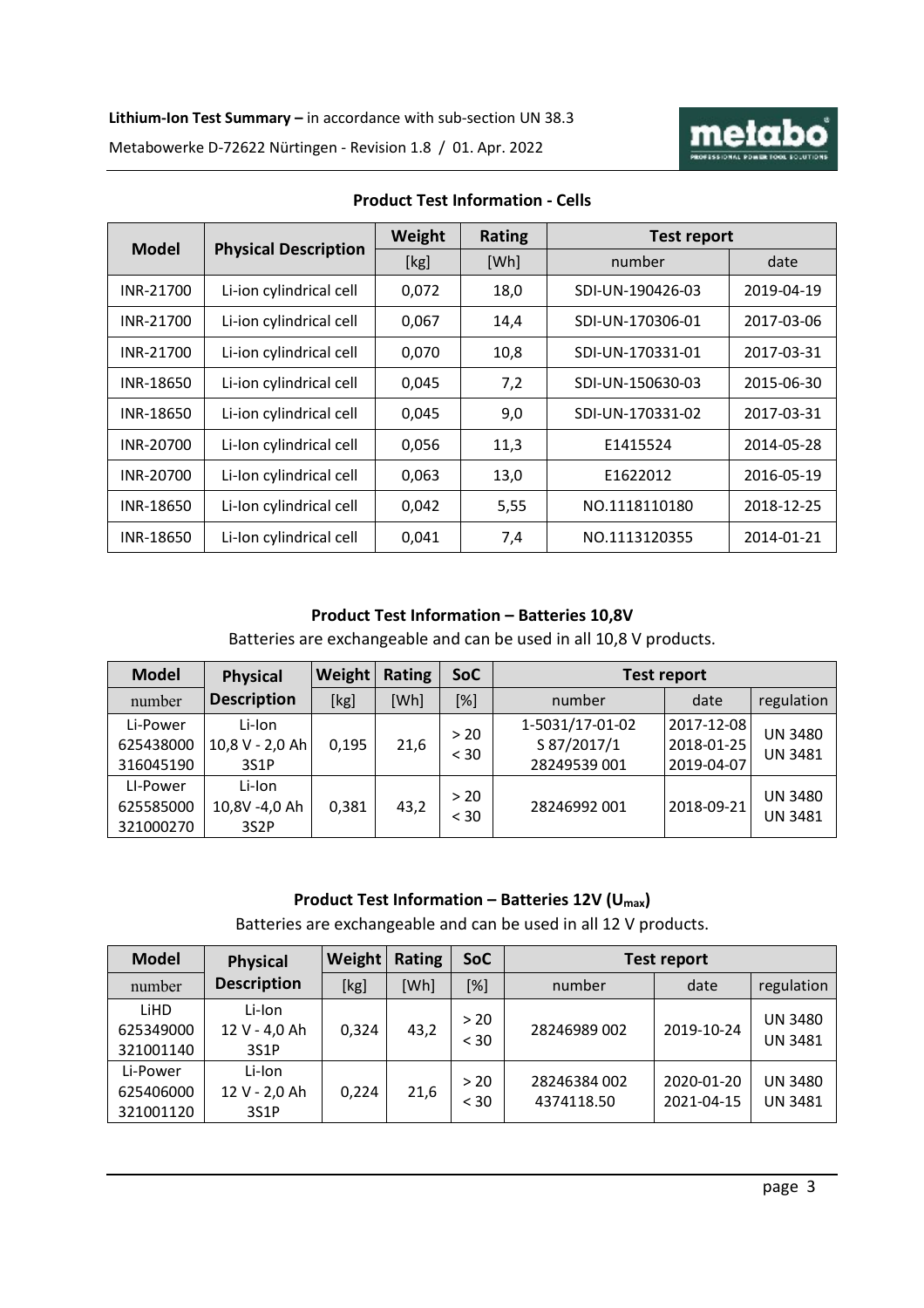## Product Test Information - Cells

| Model | Physical Description | Weight | Rating | Test report | |
|---|---|---|---|---|---|
| | | [kg] | [Wh] | number | date |
| INR-21700 | Li-ion cylindrical cell | 0,072 | 18,0 | SDI-UN-190426-03 | 2019-04-19 |
| INR-21700 | Li-ion cylindrical cell | 0,067 | 14,4 | SDI-UN-170306-01 | 2017-03-06 |
| INR-21700 | Li-ion cylindrical cell | 0,070 | 10,8 | SDI-UN-170331-01 | 2017-03-31 |
| INR-18650 | Li-ion cylindrical cell | 0,045 | 7,2 | SDI-UN-150630-03 | 2015-06-30 |
| INR-18650 | Li-ion cylindrical cell | 0,045 | 9,0 | SDI-UN-170331-02 | 2017-03-31 |
| INR-20700 | Li-Ion cylindrical cell | 0,056 | 11,3 | E1415524 | 2014-05-28 |
| INR-20700 | Li-Ion cylindrical cell | 0,063 | 13,0 | E1622012 | 2016-05-19 |
| INR-18650 | Li-Ion cylindrical cell | 0,042 | 5,55 | NO.1118110180 | 2018-12-25 |
| INR-18650 | Li-Ion cylindrical cell | 0,041 | 7,4 | NO.1113120355 | 2014-01-21 |

## Product Test Information – Batteries 10,8V

Batteries are exchangeable and can be used in all 10,8 V products.

| Model | Physical Description | Weight | Rating | SoC | Test report | | |
|---|---|---|---|---|---|---|---|
| number | | [kg] | [Wh] | [%] | number | date | regulation |
| Li-Power 625438000 316045190 | Li-Ion 10,8 V - 2,0 Ah 3S1P | 0,195 | 21,6 | > 20 < 30 | 1-5031/17-01-02 S 87/2017/1 28249539 001 | 2017-12-08 2018-01-25 2019-04-07 | UN 3480 UN 3481 |
| LI-Power 625585000 321000270 | Li-Ion 10,8V -4,0 Ah 3S2P | 0,381 | 43,2 | > 20 < 30 | 28246992 001 | 2018-09-21 | UN 3480 UN 3481 |

## Product Test Information – Batteries 12V ($U_{max}$)

Batteries are exchangeable and can be used in all 12 V products.

| Model | Physical Description | Weight | Rating | SoC | Test report | | |
|---|---|---|---|---|---|---|---|
| number | | [kg] | [Wh] | [%] | number | date | regulation |
| LiHD 625349000 321001140 | Li-Ion 12 V - 4,0 Ah 3S1P | 0,324 | 43,2 | > 20 < 30 | 28246989 002 | 2019-10-24 | UN 3480 UN 3481 |
| Li-Power 625406000 321001120 | Li-Ion 12 V - 2,0 Ah 3S1P | 0,224 | 21,6 | > 20 < 30 | 28246384 002 4374118.50 | 2020-01-20 2021-04-15 | UN 3480 UN 3481 |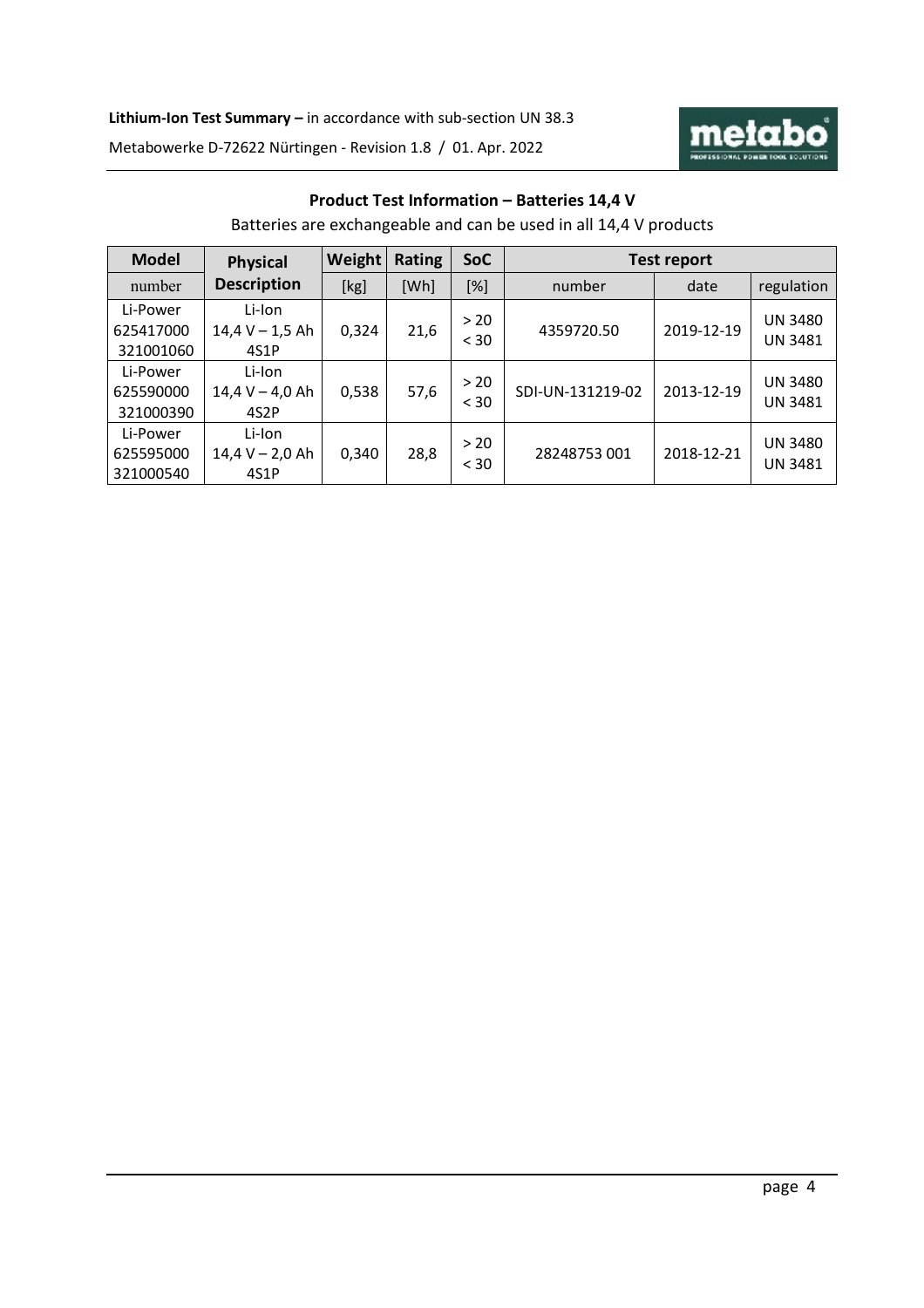## Product Test Information – Batteries 14,4 V

Batteries are exchangeable and can be used in all 14,4 V products

| Model | Physical | Weight | Rating | SoC | Test report | | |
|---|---|---|---|---|---|---|---|
| number | Description | [kg] | [Wh] | [%] | number | date | regulation |
| Li-Power 625417000 321001060 | Li-Ion 14,4 V – 1,5 Ah 4S1P | 0,324 | 21,6 | > 20 < 30 | 4359720.50 | 2019-12-19 | UN 3480 UN 3481 |
| Li-Power 625590000 321000390 | Li-Ion 14,4 V – 4,0 Ah 4S2P | 0,538 | 57,6 | > 20 < 30 | SDI-UN-131219-02 | 2013-12-19 | UN 3480 UN 3481 |
| Li-Power 625595000 321000540 | Li-Ion 14,4 V – 2,0 Ah 4S1P | 0,340 | 28,8 | > 20 < 30 | 28248753 001 | 2018-12-21 | UN 3480 UN 3481 |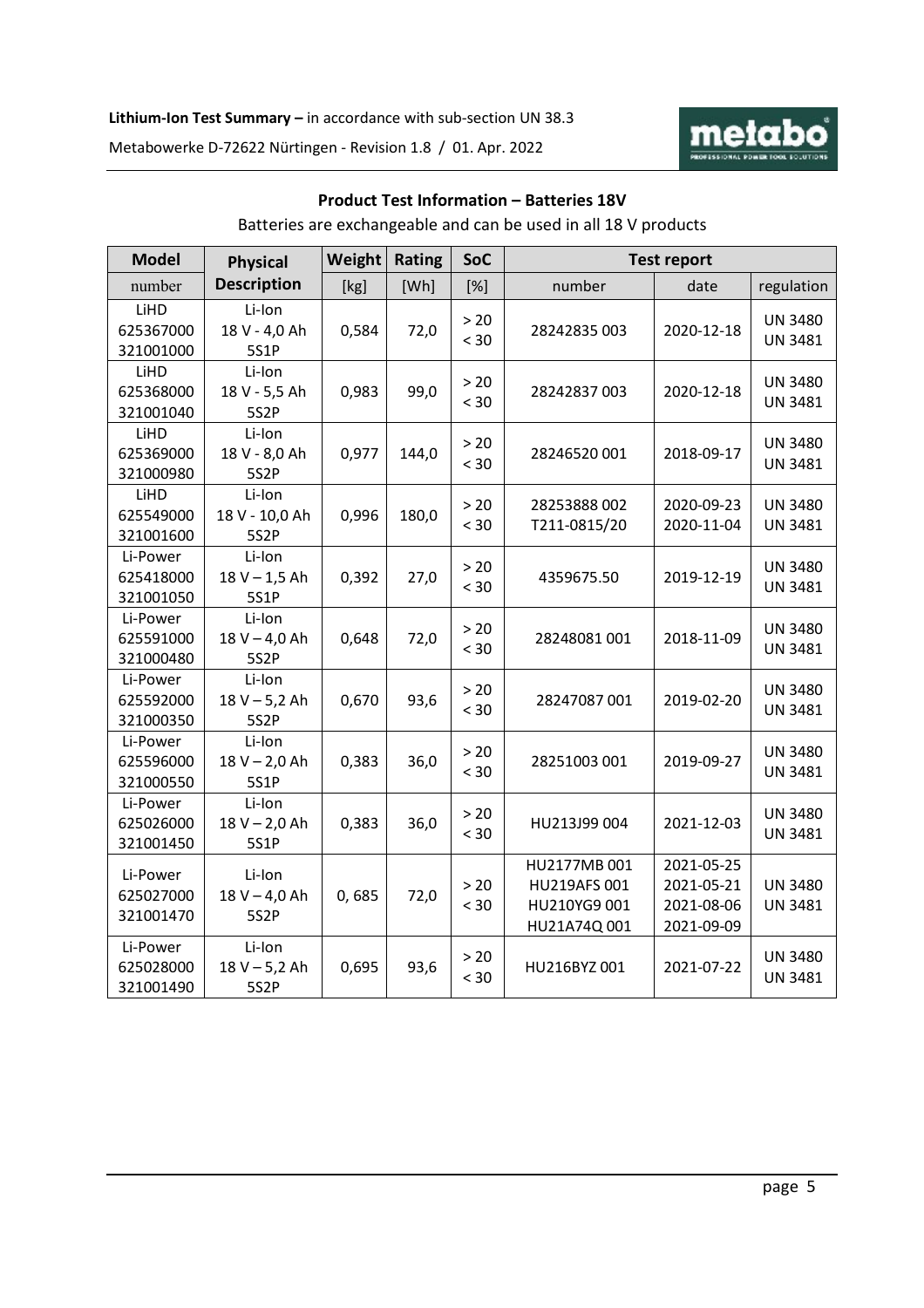## Product Test Information – Batteries 18V

Batteries are exchangeable and can be used in all 18 V products

| Model | Physical | Weight | Rating | SoC | Test report | | |
|---|---|---|---|---|---|---|---|
| number | Description | [kg] | [Wh] | [%] | number | date | regulation |
| LiHD 625367000 321001000 | Li-Ion 18 V - 4,0 Ah 5S1P | 0,584 | 72,0 | > 20 < 30 | 28242835 003 | 2020-12-18 | UN 3480 UN 3481 |
| LiHD 625368000 321001040 | Li-Ion 18 V - 5,5 Ah 5S2P | 0,983 | 99,0 | > 20 < 30 | 28242837 003 | 2020-12-18 | UN 3480 UN 3481 |
| LiHD 625369000 321000980 | Li-Ion 18 V - 8,0 Ah 5S2P | 0,977 | 144,0 | > 20 < 30 | 28246520 001 | 2018-09-17 | UN 3480 UN 3481 |
| LiHD 625549000 321001600 | Li-Ion 18 V - 10,0 Ah 5S2P | 0,996 | 180,0 | > 20 < 30 | 28253888 002 T211-0815/20 | 2020-09-23 2020-11-04 | UN 3480 UN 3481 |
| Li-Power 625418000 321001050 | Li-Ion 18 V – 1,5 Ah 5S1P | 0,392 | 27,0 | > 20 < 30 | 4359675.50 | 2019-12-19 | UN 3480 UN 3481 |
| Li-Power 625591000 321000480 | Li-Ion 18 V – 4,0 Ah 5S2P | 0,648 | 72,0 | > 20 < 30 | 28248081 001 | 2018-11-09 | UN 3480 UN 3481 |
| Li-Power 625592000 321000350 | Li-Ion 18 V – 5,2 Ah 5S2P | 0,670 | 93,6 | > 20 < 30 | 28247087 001 | 2019-02-20 | UN 3480 UN 3481 |
| Li-Power 625596000 321000550 | Li-Ion 18 V – 2,0 Ah 5S1P | 0,383 | 36,0 | > 20 < 30 | 28251003 001 | 2019-09-27 | UN 3480 UN 3481 |
| Li-Power 625026000 321001450 | Li-Ion 18 V – 2,0 Ah 5S1P | 0,383 | 36,0 | > 20 < 30 | HU213J99 004 | 2021-12-03 | UN 3480 UN 3481 |
| Li-Power 625027000 321001470 | Li-Ion 18 V – 4,0 Ah 5S2P | 0, 685 | 72,0 | > 20 < 30 | HU2177MB 001 HU219AFS 001 HU210YG9 001 HU21A74Q 001 | 2021-05-25 2021-05-21 2021-08-06 2021-09-09 | UN 3480 UN 3481 |
| Li-Power 625028000 321001490 | Li-Ion 18 V – 5,2 Ah 5S2P | 0,695 | 93,6 | > 20 < 30 | HU216BYZ 001 | 2021-07-22 | UN 3480 UN 3481 |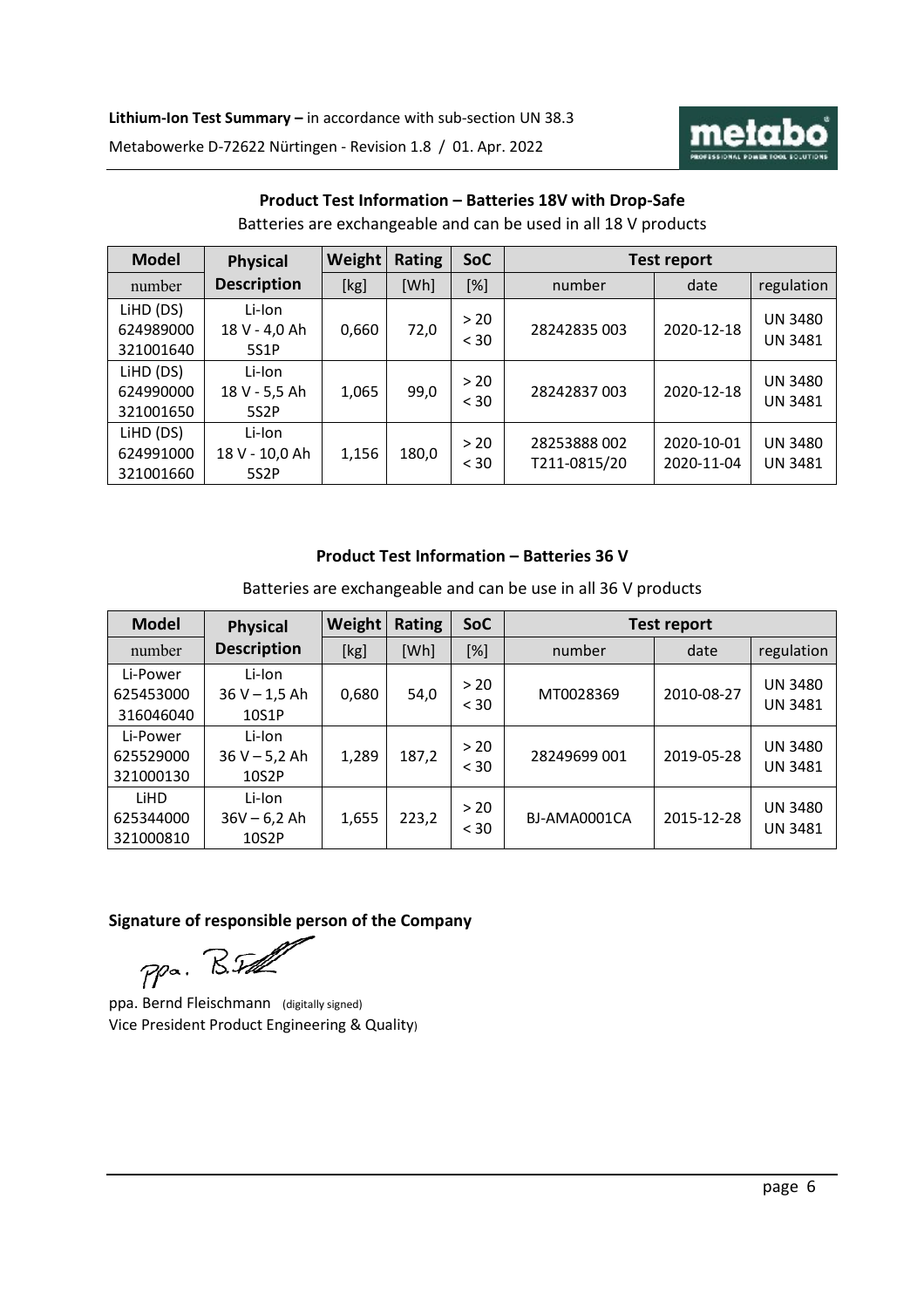## Product Test Information – Batteries 18V with Drop-Safe

Batteries are exchangeable and can be used in all 18 V products

| Model | Physical | Weight | Rating | SoC | Test report | | |
|---|---|---|---|---|---|---|---|
| number | Description | [kg] | [Wh] | [%] | number | date | regulation |
| LiHD (DS) 624989000 321001640 | Li-Ion 18 V - 4,0 Ah 5S1P | 0,660 | 72,0 | > 20 < 30 | 28242835 003 | 2020-12-18 | UN 3480 UN 3481 |
| LiHD (DS) 624990000 321001650 | Li-Ion 18 V - 5,5 Ah 5S2P | 1,065 | 99,0 | > 20 < 30 | 28242837 003 | 2020-12-18 | UN 3480 UN 3481 |
| LiHD (DS) 624991000 321001660 | Li-Ion 18 V - 10,0 Ah 5S2P | 1,156 | 180,0 | > 20 < 30 | 28253888 002 T211-0815/20 | 2020-10-01 2020-11-04 | UN 3480 UN 3481 |

## Product Test Information – Batteries 36 V

Batteries are exchangeable and can be use in all 36 V products

| Model | Physical | Weight | Rating | SoC | Test report | | |
|---|---|---|---|---|---|---|---|
| number | Description | [kg] | [Wh] | [%] | number | date | regulation |
| Li-Power 625453000 316046040 | Li-Ion 36 V – 1,5 Ah 10S1P | 0,680 | 54,0 | > 20 < 30 | MT0028369 | 2010-08-27 | UN 3480 UN 3481 |
| Li-Power 625529000 321000130 | Li-Ion 36 V – 5,2 Ah 10S2P | 1,289 | 187,2 | > 20 < 30 | 28249699 001 | 2019-05-28 | UN 3480 UN 3481 |
| LiHD 625344000 321000810 | Li-Ion 36V – 6,2 Ah 10S2P | 1,655 | 223,2 | > 20 < 30 | BJ-AMA0001CA | 2015-12-28 | UN 3480 UN 3481 |

**Signature of responsible person of the Company**

ppa. B.Fl

ppa. Bernd Fleischmann (digitally signed)
Vice President Product Engineering & Quality)